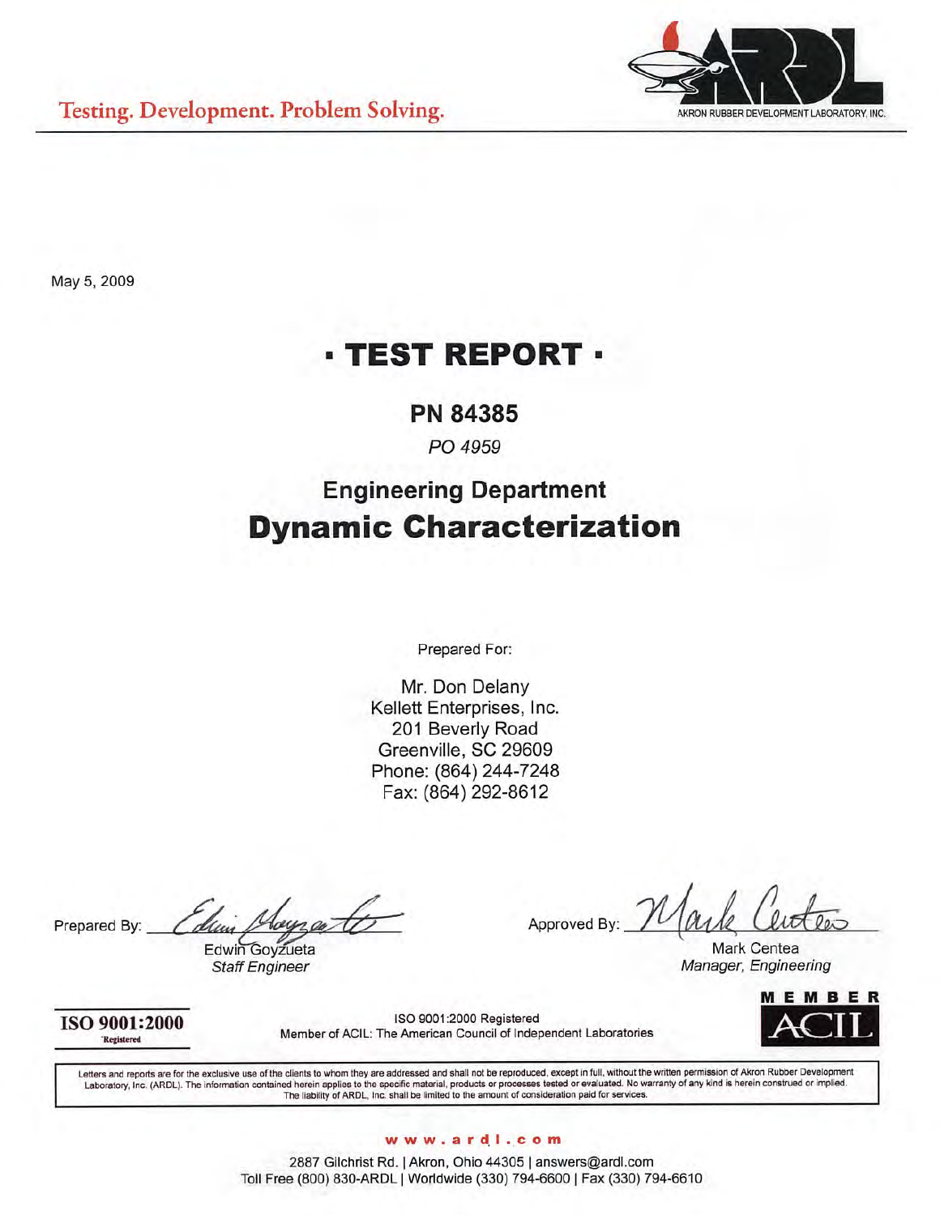Testing. Development. Problem Solving.

AKRON RUBBER DEVELOPMENT LABORATORY, INC.

May 5, 2009

# · TEST REPORT ·

## PN 84385

*PO 4959*

## Engineering Department

# Dynamic Characterization

Prepared For:

Mr. Don Delany
Kellett Enterprises, Inc.
201 Beverly Road
Greenville, SC 29609
Phone: (864) 244-7248
Fax: (864) 292-8612

Prepared By: Edwin Goyzueta
*Staff Engineer*

Approved By: Mark Centea
*Manager, Engineering*

**ISO 9001:2000** Registered

ISO 9001:2000 Registered
Member of ACIL: The American Council of Independent Laboratories

MEMBER ACIL

Letters and reports are for the exclusive use of the clients to whom they are addressed and shall not be reproduced, except in full, without the written permission of Akron Rubber Development Laboratory, Inc. (ARDL). The information contained herein applies to the specific material, products or processes tested or evaluated. No warranty of any kind is herein construed or implied. The liability of ARDL, Inc. shall be limited to the amount of consideration paid for services.

www.ardl.com

2887 Gilchrist Rd. | Akron, Ohio 44305 | answers@ardl.com
Toll Free (800) 830-ARDL | Worldwide (330) 794-6600 | Fax (330) 794-6610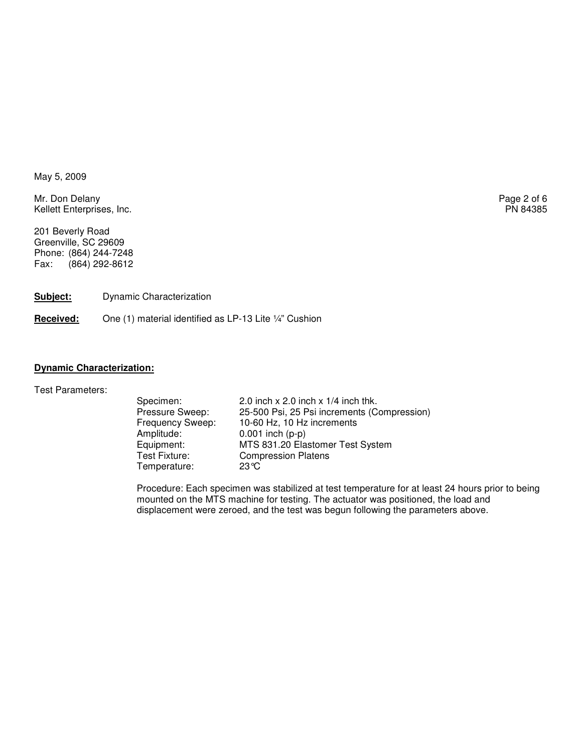May 5, 2009

Mr. Don Delany
Kellett Enterprises, Inc.

PN 84385

201 Beverly Road
Greenville, SC 29609
Phone: (864) 244-7248
Fax: (864) 292-8612

**Subject:** Dynamic Characterization

**Received:** One (1) material identified as LP-13 Lite ¼" Cushion

## Dynamic Characterization:

Test Parameters:

| | |
|---|---|
| Specimen: | 2.0 inch x 2.0 inch x 1/4 inch thk. |
| Pressure Sweep: | 25-500 Psi, 25 Psi increments (Compression) |
| Frequency Sweep: | 10-60 Hz, 10 Hz increments |
| Amplitude: | 0.001 inch (p-p) |
| Equipment: | MTS 831.20 Elastomer Test System |
| Test Fixture: | Compression Platens |
| Temperature: | 23°C |

Procedure: Each specimen was stabilized at test temperature for at least 24 hours prior to being mounted on the MTS machine for testing. The actuator was positioned, the load and displacement were zeroed, and the test was begun following the parameters above.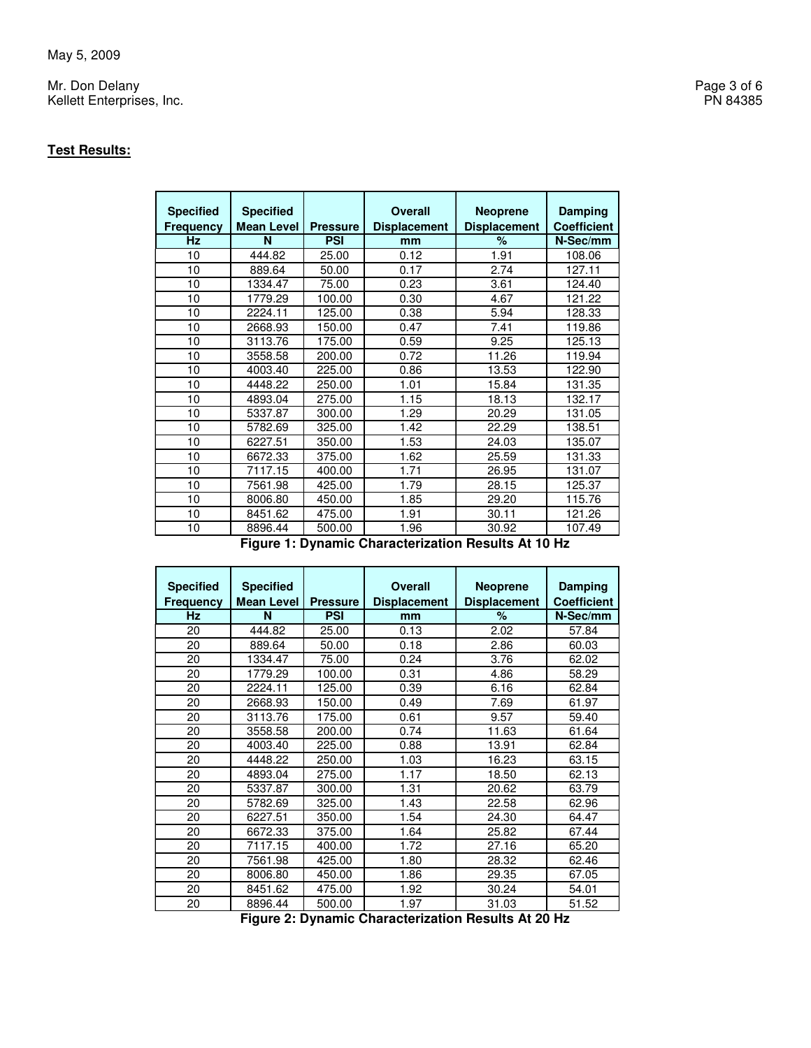**Test Results:**

| Specified Frequency | Specified Mean Level | Pressure | Overall Displacement | Neoprene Displacement | Damping Coefficient |
|---|---|---|---|---|---|
| Hz | N | PSI | mm | % | N-Sec/mm |
| 10 | 444.82 | 25.00 | 0.12 | 1.91 | 108.06 |
| 10 | 889.64 | 50.00 | 0.17 | 2.74 | 127.11 |
| 10 | 1334.47 | 75.00 | 0.23 | 3.61 | 124.40 |
| 10 | 1779.29 | 100.00 | 0.30 | 4.67 | 121.22 |
| 10 | 2224.11 | 125.00 | 0.38 | 5.94 | 128.33 |
| 10 | 2668.93 | 150.00 | 0.47 | 7.41 | 119.86 |
| 10 | 3113.76 | 175.00 | 0.59 | 9.25 | 125.13 |
| 10 | 3558.58 | 200.00 | 0.72 | 11.26 | 119.94 |
| 10 | 4003.40 | 225.00 | 0.86 | 13.53 | 122.90 |
| 10 | 4448.22 | 250.00 | 1.01 | 15.84 | 131.35 |
| 10 | 4893.04 | 275.00 | 1.15 | 18.13 | 132.17 |
| 10 | 5337.87 | 300.00 | 1.29 | 20.29 | 131.05 |
| 10 | 5782.69 | 325.00 | 1.42 | 22.29 | 138.51 |
| 10 | 6227.51 | 350.00 | 1.53 | 24.03 | 135.07 |
| 10 | 6672.33 | 375.00 | 1.62 | 25.59 | 131.33 |
| 10 | 7117.15 | 400.00 | 1.71 | 26.95 | 131.07 |
| 10 | 7561.98 | 425.00 | 1.79 | 28.15 | 125.37 |
| 10 | 8006.80 | 450.00 | 1.85 | 29.20 | 115.76 |
| 10 | 8451.62 | 475.00 | 1.91 | 30.11 | 121.26 |
| 10 | 8896.44 | 500.00 | 1.96 | 30.92 | 107.49 |

**Figure 1: Dynamic Characterization Results At 10 Hz**

| Specified Frequency | Specified Mean Level | Pressure | Overall Displacement | Neoprene Displacement | Damping Coefficient |
|---|---|---|---|---|---|
| Hz | N | PSI | mm | % | N-Sec/mm |
| 20 | 444.82 | 25.00 | 0.13 | 2.02 | 57.84 |
| 20 | 889.64 | 50.00 | 0.18 | 2.86 | 60.03 |
| 20 | 1334.47 | 75.00 | 0.24 | 3.76 | 62.02 |
| 20 | 1779.29 | 100.00 | 0.31 | 4.86 | 58.29 |
| 20 | 2224.11 | 125.00 | 0.39 | 6.16 | 62.84 |
| 20 | 2668.93 | 150.00 | 0.49 | 7.69 | 61.97 |
| 20 | 3113.76 | 175.00 | 0.61 | 9.57 | 59.40 |
| 20 | 3558.58 | 200.00 | 0.74 | 11.63 | 61.64 |
| 20 | 4003.40 | 225.00 | 0.88 | 13.91 | 62.84 |
| 20 | 4448.22 | 250.00 | 1.03 | 16.23 | 63.15 |
| 20 | 4893.04 | 275.00 | 1.17 | 18.50 | 62.13 |
| 20 | 5337.87 | 300.00 | 1.31 | 20.62 | 63.79 |
| 20 | 5782.69 | 325.00 | 1.43 | 22.58 | 62.96 |
| 20 | 6227.51 | 350.00 | 1.54 | 24.30 | 64.47 |
| 20 | 6672.33 | 375.00 | 1.64 | 25.82 | 67.44 |
| 20 | 7117.15 | 400.00 | 1.72 | 27.16 | 65.20 |
| 20 | 7561.98 | 425.00 | 1.80 | 28.32 | 62.46 |
| 20 | 8006.80 | 450.00 | 1.86 | 29.35 | 67.05 |
| 20 | 8451.62 | 475.00 | 1.92 | 30.24 | 54.01 |
| 20 | 8896.44 | 500.00 | 1.97 | 31.03 | 51.52 |

**Figure 2: Dynamic Characterization Results At 20 Hz**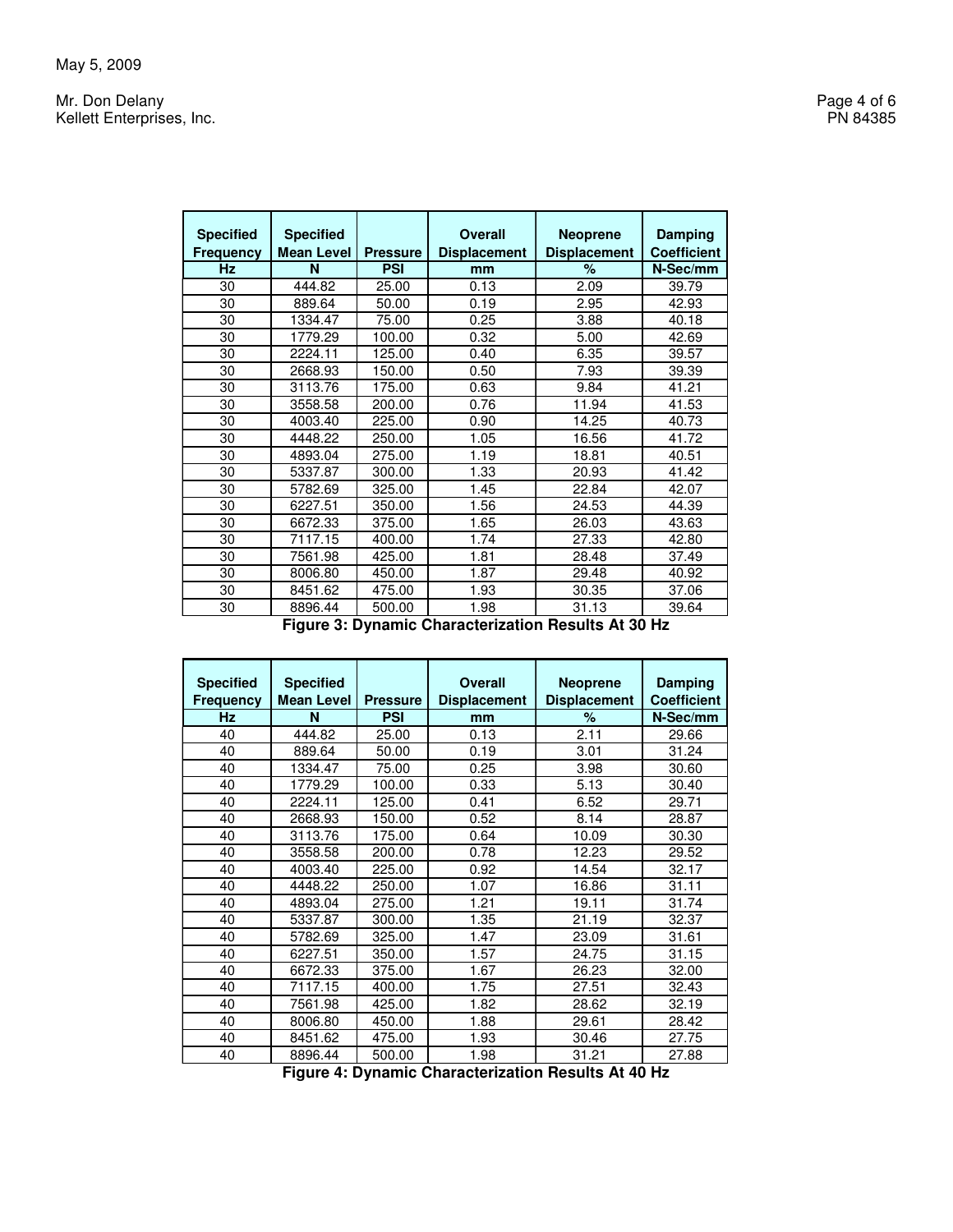May 5, 2009

Mr. Don Delany
Kellett Enterprises, Inc.

PN 84385

| Specified Frequency | Specified Mean Level | Pressure | Overall Displacement | Neoprene Displacement | Damping Coefficient |
|---|---|---|---|---|---|
| Hz | N | PSI | mm | % | N-Sec/mm |
| 30 | 444.82 | 25.00 | 0.13 | 2.09 | 39.79 |
| 30 | 889.64 | 50.00 | 0.19 | 2.95 | 42.93 |
| 30 | 1334.47 | 75.00 | 0.25 | 3.88 | 40.18 |
| 30 | 1779.29 | 100.00 | 0.32 | 5.00 | 42.69 |
| 30 | 2224.11 | 125.00 | 0.40 | 6.35 | 39.57 |
| 30 | 2668.93 | 150.00 | 0.50 | 7.93 | 39.39 |
| 30 | 3113.76 | 175.00 | 0.63 | 9.84 | 41.21 |
| 30 | 3558.58 | 200.00 | 0.76 | 11.94 | 41.53 |
| 30 | 4003.40 | 225.00 | 0.90 | 14.25 | 40.73 |
| 30 | 4448.22 | 250.00 | 1.05 | 16.56 | 41.72 |
| 30 | 4893.04 | 275.00 | 1.19 | 18.81 | 40.51 |
| 30 | 5337.87 | 300.00 | 1.33 | 20.93 | 41.42 |
| 30 | 5782.69 | 325.00 | 1.45 | 22.84 | 42.07 |
| 30 | 6227.51 | 350.00 | 1.56 | 24.53 | 44.39 |
| 30 | 6672.33 | 375.00 | 1.65 | 26.03 | 43.63 |
| 30 | 7117.15 | 400.00 | 1.74 | 27.33 | 42.80 |
| 30 | 7561.98 | 425.00 | 1.81 | 28.48 | 37.49 |
| 30 | 8006.80 | 450.00 | 1.87 | 29.48 | 40.92 |
| 30 | 8451.62 | 475.00 | 1.93 | 30.35 | 37.06 |
| 30 | 8896.44 | 500.00 | 1.98 | 31.13 | 39.64 |

**Figure 3: Dynamic Characterization Results At 30 Hz**

| Specified Frequency | Specified Mean Level | Pressure | Overall Displacement | Neoprene Displacement | Damping Coefficient |
|---|---|---|---|---|---|
| Hz | N | PSI | mm | % | N-Sec/mm |
| 40 | 444.82 | 25.00 | 0.13 | 2.11 | 29.66 |
| 40 | 889.64 | 50.00 | 0.19 | 3.01 | 31.24 |
| 40 | 1334.47 | 75.00 | 0.25 | 3.98 | 30.60 |
| 40 | 1779.29 | 100.00 | 0.33 | 5.13 | 30.40 |
| 40 | 2224.11 | 125.00 | 0.41 | 6.52 | 29.71 |
| 40 | 2668.93 | 150.00 | 0.52 | 8.14 | 28.87 |
| 40 | 3113.76 | 175.00 | 0.64 | 10.09 | 30.30 |
| 40 | 3558.58 | 200.00 | 0.78 | 12.23 | 29.52 |
| 40 | 4003.40 | 225.00 | 0.92 | 14.54 | 32.17 |
| 40 | 4448.22 | 250.00 | 1.07 | 16.86 | 31.11 |
| 40 | 4893.04 | 275.00 | 1.21 | 19.11 | 31.74 |
| 40 | 5337.87 | 300.00 | 1.35 | 21.19 | 32.37 |
| 40 | 5782.69 | 325.00 | 1.47 | 23.09 | 31.61 |
| 40 | 6227.51 | 350.00 | 1.57 | 24.75 | 31.15 |
| 40 | 6672.33 | 375.00 | 1.67 | 26.23 | 32.00 |
| 40 | 7117.15 | 400.00 | 1.75 | 27.51 | 32.43 |
| 40 | 7561.98 | 425.00 | 1.82 | 28.62 | 32.19 |
| 40 | 8006.80 | 450.00 | 1.88 | 29.61 | 28.42 |
| 40 | 8451.62 | 475.00 | 1.93 | 30.46 | 27.75 |
| 40 | 8896.44 | 500.00 | 1.98 | 31.21 | 27.88 |

**Figure 4: Dynamic Characterization Results At 40 Hz**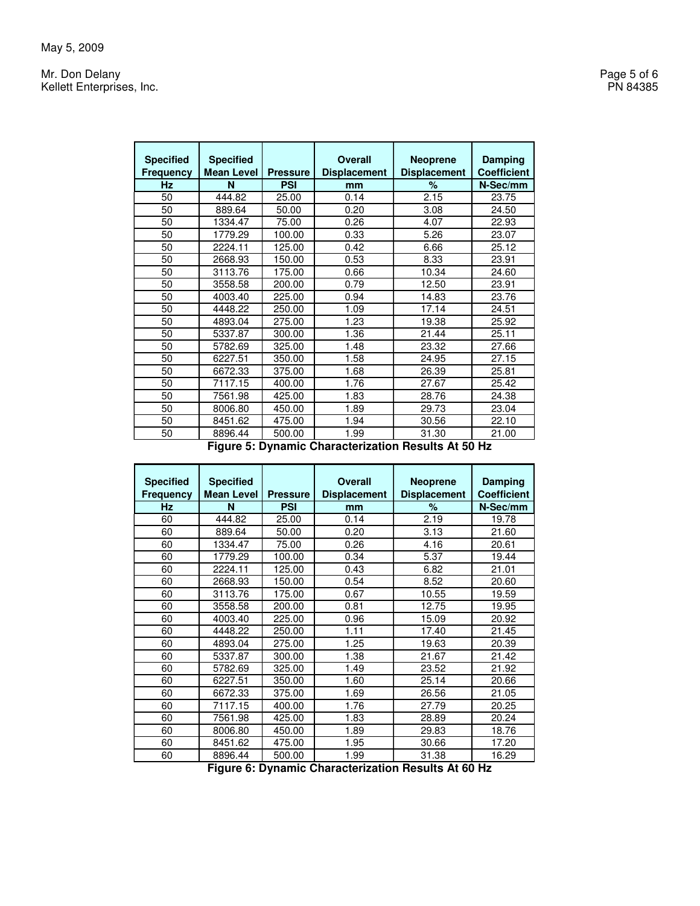May 5, 2009

Mr. Don Delany
Kellett Enterprises, Inc.

| Specified Frequency | Specified Mean Level | Pressure | Overall Displacement | Neoprene Displacement | Damping Coefficient |
|---|---|---|---|---|---|
| Hz | N | PSI | mm | % | N-Sec/mm |
| 50 | 444.82 | 25.00 | 0.14 | 2.15 | 23.75 |
| 50 | 889.64 | 50.00 | 0.20 | 3.08 | 24.50 |
| 50 | 1334.47 | 75.00 | 0.26 | 4.07 | 22.93 |
| 50 | 1779.29 | 100.00 | 0.33 | 5.26 | 23.07 |
| 50 | 2224.11 | 125.00 | 0.42 | 6.66 | 25.12 |
| 50 | 2668.93 | 150.00 | 0.53 | 8.33 | 23.91 |
| 50 | 3113.76 | 175.00 | 0.66 | 10.34 | 24.60 |
| 50 | 3558.58 | 200.00 | 0.79 | 12.50 | 23.91 |
| 50 | 4003.40 | 225.00 | 0.94 | 14.83 | 23.76 |
| 50 | 4448.22 | 250.00 | 1.09 | 17.14 | 24.51 |
| 50 | 4893.04 | 275.00 | 1.23 | 19.38 | 25.92 |
| 50 | 5337.87 | 300.00 | 1.36 | 21.44 | 25.11 |
| 50 | 5782.69 | 325.00 | 1.48 | 23.32 | 27.66 |
| 50 | 6227.51 | 350.00 | 1.58 | 24.95 | 27.15 |
| 50 | 6672.33 | 375.00 | 1.68 | 26.39 | 25.81 |
| 50 | 7117.15 | 400.00 | 1.76 | 27.67 | 25.42 |
| 50 | 7561.98 | 425.00 | 1.83 | 28.76 | 24.38 |
| 50 | 8006.80 | 450.00 | 1.89 | 29.73 | 23.04 |
| 50 | 8451.62 | 475.00 | 1.94 | 30.56 | 22.10 |
| 50 | 8896.44 | 500.00 | 1.99 | 31.30 | 21.00 |

**Figure 5: Dynamic Characterization Results At 50 Hz**

| Specified Frequency | Specified Mean Level | Pressure | Overall Displacement | Neoprene Displacement | Damping Coefficient |
|---|---|---|---|---|---|
| Hz | N | PSI | mm | % | N-Sec/mm |
| 60 | 444.82 | 25.00 | 0.14 | 2.19 | 19.78 |
| 60 | 889.64 | 50.00 | 0.20 | 3.13 | 21.60 |
| 60 | 1334.47 | 75.00 | 0.26 | 4.16 | 20.61 |
| 60 | 1779.29 | 100.00 | 0.34 | 5.37 | 19.44 |
| 60 | 2224.11 | 125.00 | 0.43 | 6.82 | 21.01 |
| 60 | 2668.93 | 150.00 | 0.54 | 8.52 | 20.60 |
| 60 | 3113.76 | 175.00 | 0.67 | 10.55 | 19.59 |
| 60 | 3558.58 | 200.00 | 0.81 | 12.75 | 19.95 |
| 60 | 4003.40 | 225.00 | 0.96 | 15.09 | 20.92 |
| 60 | 4448.22 | 250.00 | 1.11 | 17.40 | 21.45 |
| 60 | 4893.04 | 275.00 | 1.25 | 19.63 | 20.39 |
| 60 | 5337.87 | 300.00 | 1.38 | 21.67 | 21.42 |
| 60 | 5782.69 | 325.00 | 1.49 | 23.52 | 21.92 |
| 60 | 6227.51 | 350.00 | 1.60 | 25.14 | 20.66 |
| 60 | 6672.33 | 375.00 | 1.69 | 26.56 | 21.05 |
| 60 | 7117.15 | 400.00 | 1.76 | 27.79 | 20.25 |
| 60 | 7561.98 | 425.00 | 1.83 | 28.89 | 20.24 |
| 60 | 8006.80 | 450.00 | 1.89 | 29.83 | 18.76 |
| 60 | 8451.62 | 475.00 | 1.95 | 30.66 | 17.20 |
| 60 | 8896.44 | 500.00 | 1.99 | 31.38 | 16.29 |

**Figure 6: Dynamic Characterization Results At 60 Hz**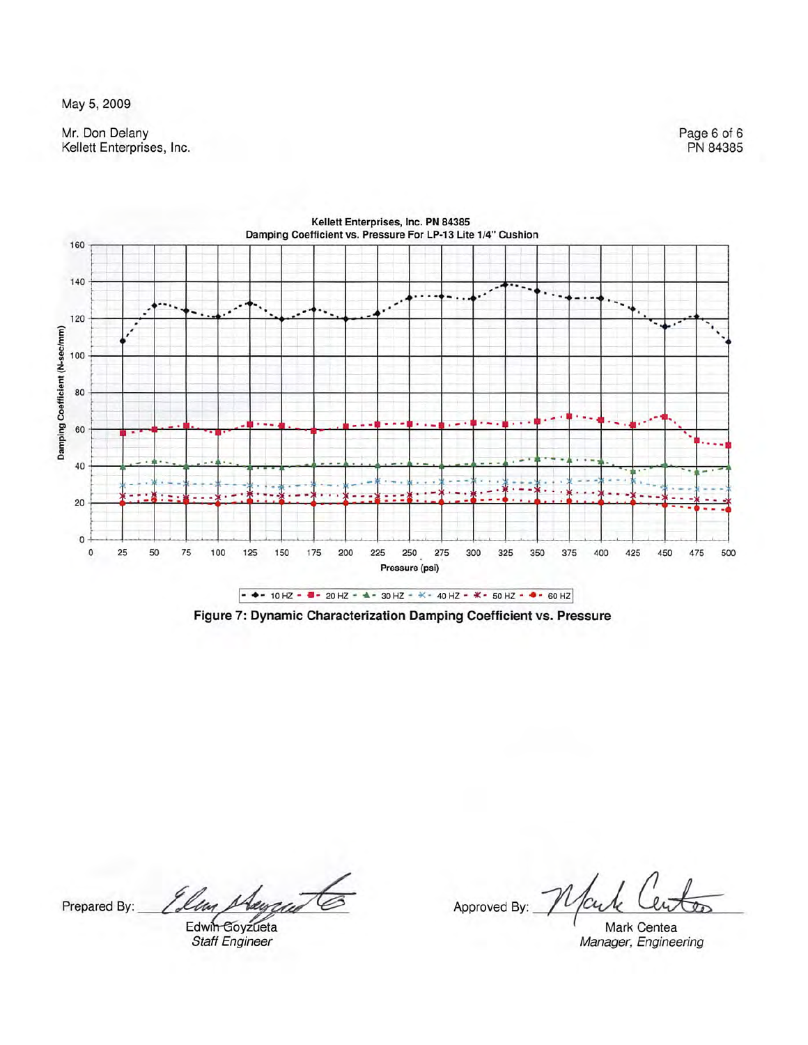May 5, 2009

Mr. Don Delany
Kellett Enterprises, Inc.

Page 6 of 6
PN 84385

Kellett Enterprises, Inc. PN 84385
Damping Coefficient vs. Pressure For LP-13 Lite 1/4" Cushion

Damping Coefficient (N-sec/mm)

0
20
40
60
80
100
120
140
160

Pressure (psi)

0 25 50 75 100 125 150 175 200 225 250 275 300 325 350 375 400 425 450 475 500

10 HZ  20 HZ  30 HZ  40 HZ  50 HZ  60 HZ

**Figure 7: Dynamic Characterization Damping Coefficient vs. Pressure**

Prepared By: Edwin Goyzueta
*Staff Engineer*

Approved By: Mark Centea
*Manager, Engineering*